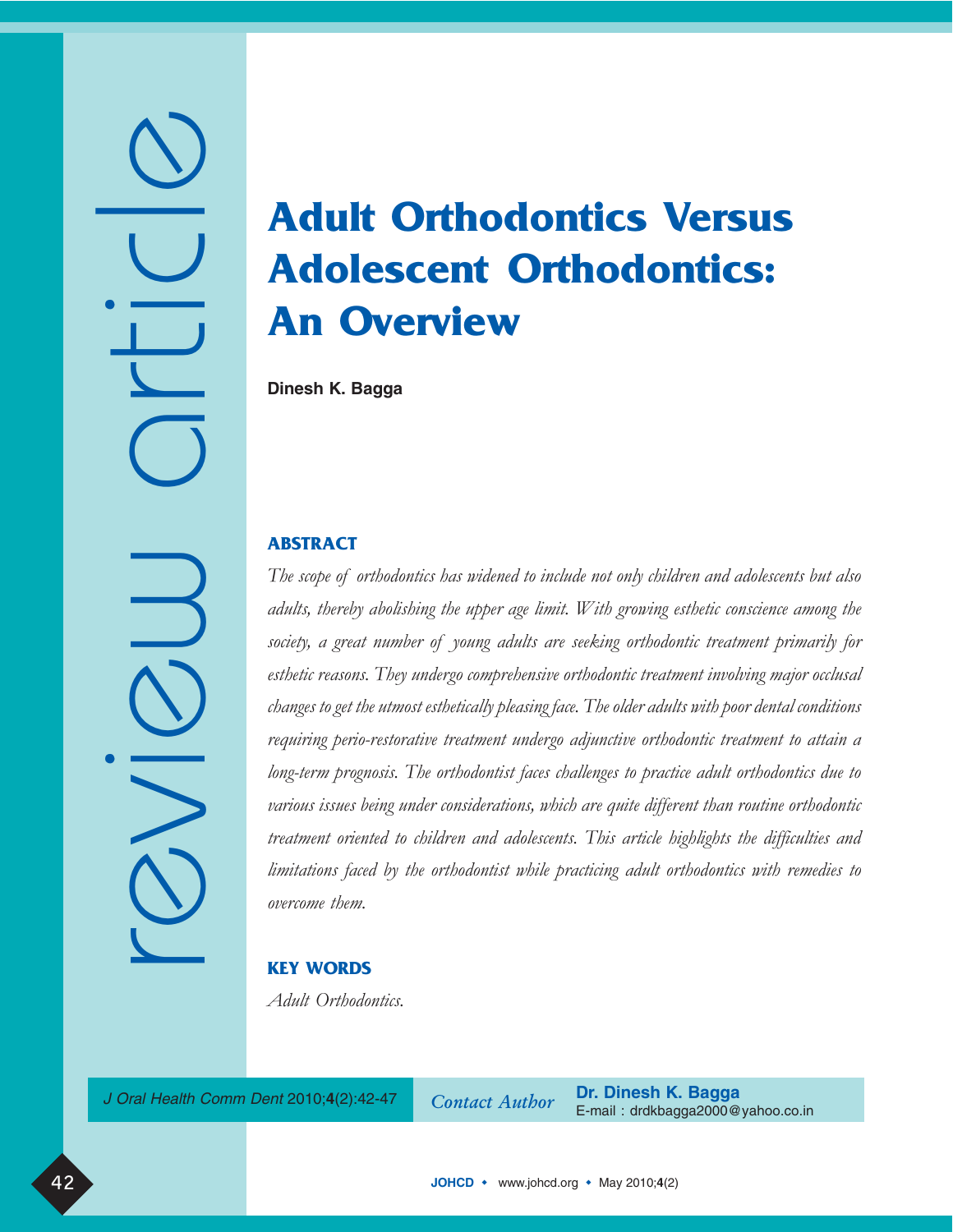# Adult Orthodontics Versus Adolescent Orthodontics: An Overview

**Dinesh K. Bagga**

## ABSTRACT

*The scope of orthodontics has widened to include not only children and adolescents but also adults, thereby abolishing the upper age limit. With growing esthetic conscience among the society, a great number of young adults are seeking orthodontic treatment primarily for esthetic reasons. They undergo comprehensive orthodontic treatment involving major occlusal changes to get the utmost esthetically pleasing face. The older adults with poor dental conditions requiring perio-restorative treatment undergo adjunctive orthodontic treatment to attain a long-term prognosis. The orthodontist faces challenges to practice adult orthodontics due to various issues being under considerations, which are quite different than routine orthodontic treatment oriented to children and adolescents. This article highlights the difficulties and limitations faced by the orthodontist while practicing adult orthodontics with remedies to overcome them.*

## KEY WORDS

*Adult Orthodontics.*

*J Oral Health Comm Dent* 2010;**4**(2):42-47

*Contact Author* **Dr. Dinesh K. Bagga**
E-mail : drdkbagga2000@yahoo.co.in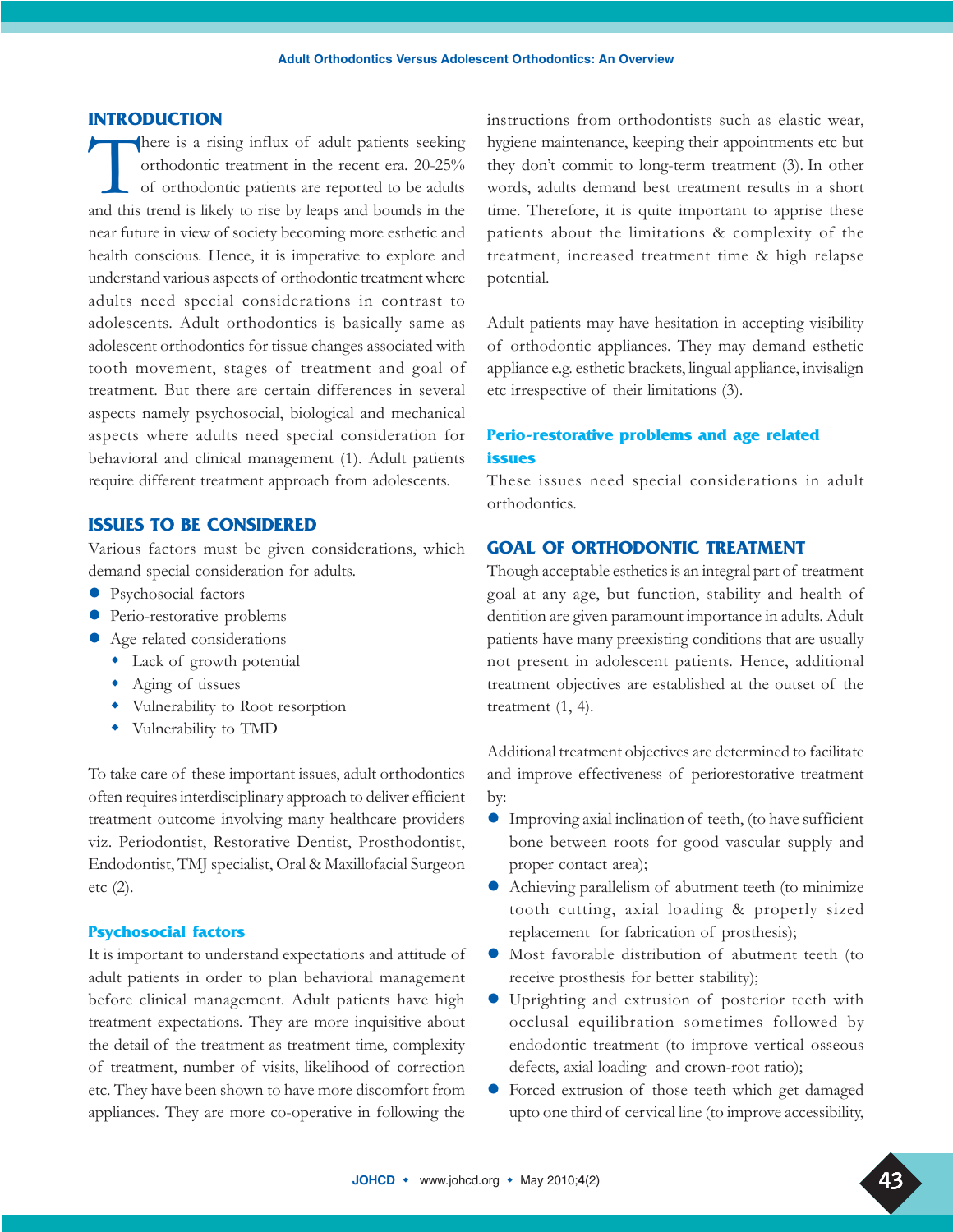## INTRODUCTION

There is a rising influx of adult patients seeking orthodontic treatment in the recent era. 20-25% of orthodontic patients are reported to be adults and this trend is likely to rise by leaps and bounds in the near future in view of society becoming more esthetic and health conscious. Hence, it is imperative to explore and understand various aspects of orthodontic treatment where adults need special considerations in contrast to adolescents. Adult orthodontics is basically same as adolescent orthodontics for tissue changes associated with tooth movement, stages of treatment and goal of treatment. But there are certain differences in several aspects namely psychosocial, biological and mechanical aspects where adults need special consideration for behavioral and clinical management (1). Adult patients require different treatment approach from adolescents.

## ISSUES TO BE CONSIDERED

Various factors must be given considerations, which demand special consideration for adults.

- Psychosocial factors
- Perio-restorative problems
- Age related considerations
  - Lack of growth potential
  - Aging of tissues
  - Vulnerability to Root resorption
  - Vulnerability to TMD

To take care of these important issues, adult orthodontics often requires interdisciplinary approach to deliver efficient treatment outcome involving many healthcare providers viz. Periodontist, Restorative Dentist, Prosthodontist, Endodontist, TMJ specialist, Oral & Maxillofacial Surgeon etc (2).

### Psychosocial factors

It is important to understand expectations and attitude of adult patients in order to plan behavioral management before clinical management. Adult patients have high treatment expectations. They are more inquisitive about the detail of the treatment as treatment time, complexity of treatment, number of visits, likelihood of correction etc. They have been shown to have more discomfort from appliances. They are more co-operative in following the instructions from orthodontists such as elastic wear, hygiene maintenance, keeping their appointments etc but they don't commit to long-term treatment (3). In other words, adults demand best treatment results in a short time. Therefore, it is quite important to apprise these patients about the limitations & complexity of the treatment, increased treatment time & high relapse potential.

Adult patients may have hesitation in accepting visibility of orthodontic appliances. They may demand esthetic appliance e.g. esthetic brackets, lingual appliance, invisalign etc irrespective of their limitations (3).

### Perio-restorative problems and age related issues

These issues need special considerations in adult orthodontics.

## GOAL OF ORTHODONTIC TREATMENT

Though acceptable esthetics is an integral part of treatment goal at any age, but function, stability and health of dentition are given paramount importance in adults. Adult patients have many preexisting conditions that are usually not present in adolescent patients. Hence, additional treatment objectives are established at the outset of the treatment (1, 4).

Additional treatment objectives are determined to facilitate and improve effectiveness of periorestorative treatment by:

- Improving axial inclination of teeth, (to have sufficient bone between roots for good vascular supply and proper contact area);
- Achieving parallelism of abutment teeth (to minimize tooth cutting, axial loading & properly sized replacement for fabrication of prosthesis);
- Most favorable distribution of abutment teeth (to receive prosthesis for better stability);
- Uprighting and extrusion of posterior teeth with occlusal equilibration sometimes followed by endodontic treatment (to improve vertical osseous defects, axial loading and crown-root ratio);
- Forced extrusion of those teeth which get damaged upto one third of cervical line (to improve accessibility,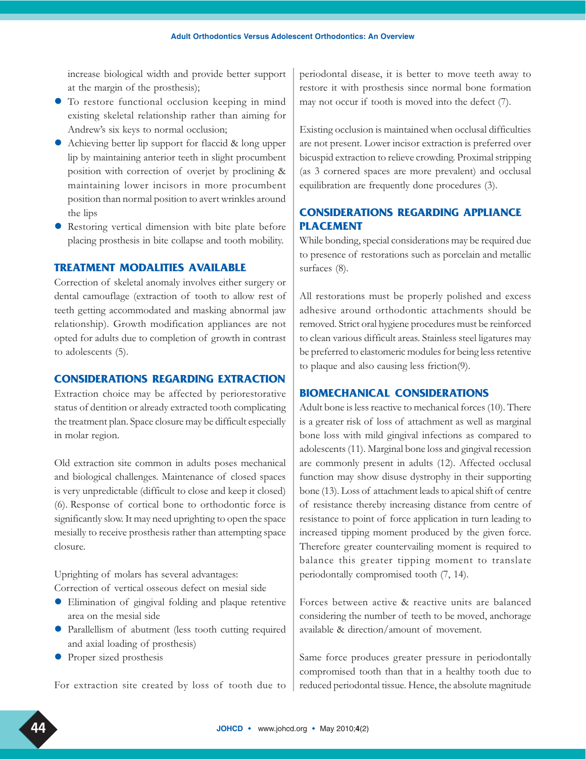increase biological width and provide better support at the margin of the prosthesis);

- To restore functional occlusion keeping in mind existing skeletal relationship rather than aiming for Andrew's six keys to normal occlusion;
- Achieving better lip support for flaccid & long upper lip by maintaining anterior teeth in slight procumbent position with correction of overjet by proclining & maintaining lower incisors in more procumbent position than normal position to avert wrinkles around the lips
- Restoring vertical dimension with bite plate before placing prosthesis in bite collapse and tooth mobility.

## TREATMENT MODALITIES AVAILABLE

Correction of skeletal anomaly involves either surgery or dental camouflage (extraction of tooth to allow rest of teeth getting accommodated and masking abnormal jaw relationship). Growth modification appliances are not opted for adults due to completion of growth in contrast to adolescents (5).

## CONSIDERATIONS REGARDING EXTRACTION

Extraction choice may be affected by periorestorative status of dentition or already extracted tooth complicating the treatment plan. Space closure may be difficult especially in molar region.

Old extraction site common in adults poses mechanical and biological challenges. Maintenance of closed spaces is very unpredictable (difficult to close and keep it closed) (6). Response of cortical bone to orthodontic force is significantly slow. It may need uprighting to open the space mesially to receive prosthesis rather than attempting space closure.

Uprighting of molars has several advantages:
Correction of vertical osseous defect on mesial side

- Elimination of gingival folding and plaque retentive area on the mesial side
- Parallellism of abutment (less tooth cutting required and axial loading of prosthesis)
- Proper sized prosthesis

For extraction site created by loss of tooth due to periodontal disease, it is better to move teeth away to restore it with prosthesis since normal bone formation may not occur if tooth is moved into the defect (7).

Existing occlusion is maintained when occlusal difficulties are not present. Lower incisor extraction is preferred over bicuspid extraction to relieve crowding. Proximal stripping (as 3 cornered spaces are more prevalent) and occlusal equilibration are frequently done procedures (3).

## CONSIDERATIONS REGARDING APPLIANCE PLACEMENT

While bonding, special considerations may be required due to presence of restorations such as porcelain and metallic surfaces (8).

All restorations must be properly polished and excess adhesive around orthodontic attachments should be removed. Strict oral hygiene procedures must be reinforced to clean various difficult areas. Stainless steel ligatures may be preferred to elastomeric modules for being less retentive to plaque and also causing less friction(9).

## BIOMECHANICAL CONSIDERATIONS

Adult bone is less reactive to mechanical forces (10). There is a greater risk of loss of attachment as well as marginal bone loss with mild gingival infections as compared to adolescents (11). Marginal bone loss and gingival recession are commonly present in adults (12). Affected occlusal function may show disuse dystrophy in their supporting bone (13). Loss of attachment leads to apical shift of centre of resistance thereby increasing distance from centre of resistance to point of force application in turn leading to increased tipping moment produced by the given force. Therefore greater countervailing moment is required to balance this greater tipping moment to translate periodontally compromised tooth (7, 14).

Forces between active & reactive units are balanced considering the number of teeth to be moved, anchorage available & direction/amount of movement.

Same force produces greater pressure in periodontally compromised tooth than that in a healthy tooth due to reduced periodontal tissue. Hence, the absolute magnitude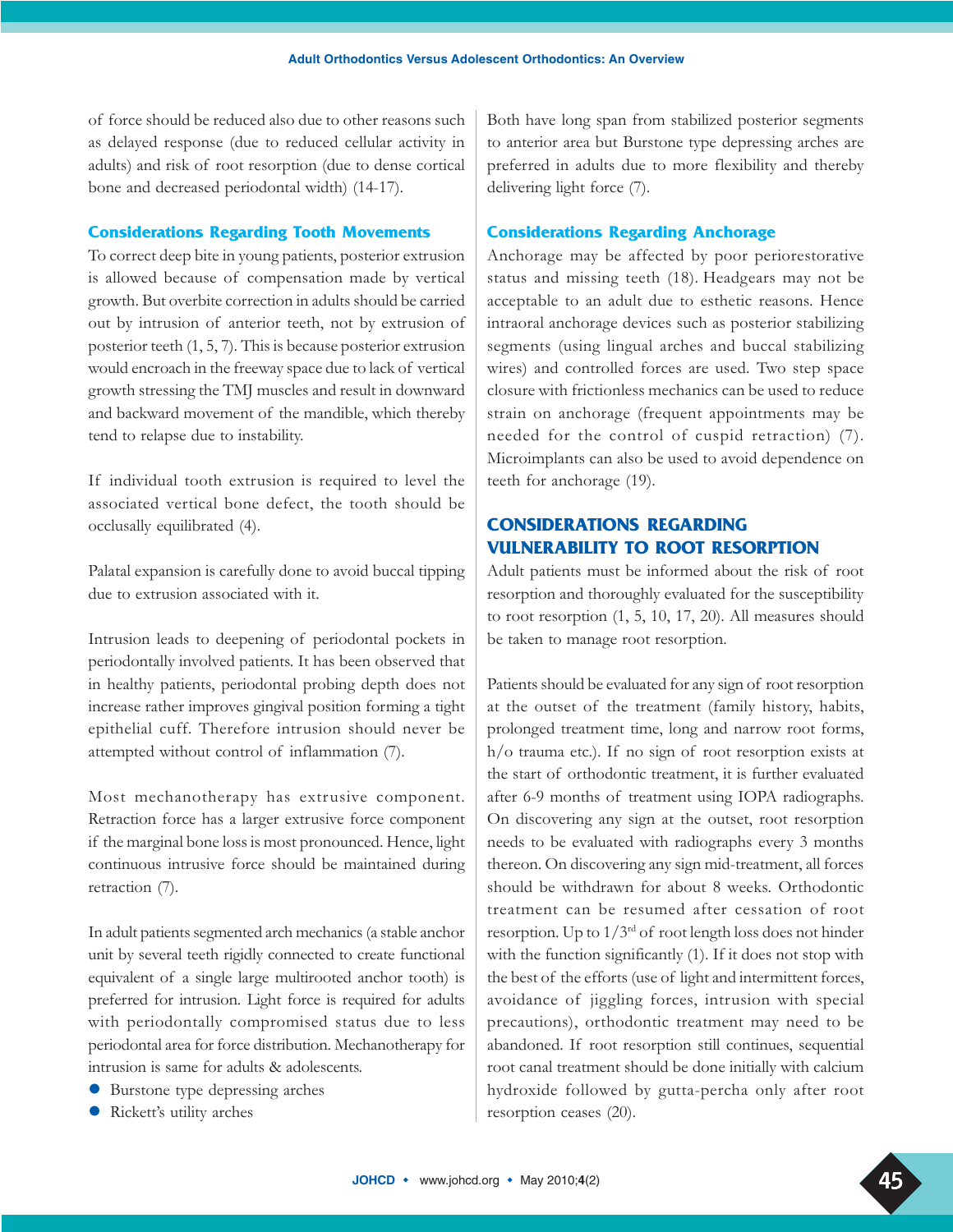of force should be reduced also due to other reasons such as delayed response (due to reduced cellular activity in adults) and risk of root resorption (due to dense cortical bone and decreased periodontal width) (14-17).

### Considerations Regarding Tooth Movements

To correct deep bite in young patients, posterior extrusion is allowed because of compensation made by vertical growth. But overbite correction in adults should be carried out by intrusion of anterior teeth, not by extrusion of posterior teeth (1, 5, 7). This is because posterior extrusion would encroach in the freeway space due to lack of vertical growth stressing the TMJ muscles and result in downward and backward movement of the mandible, which thereby tend to relapse due to instability.

If individual tooth extrusion is required to level the associated vertical bone defect, the tooth should be occlusally equilibrated (4).

Palatal expansion is carefully done to avoid buccal tipping due to extrusion associated with it.

Intrusion leads to deepening of periodontal pockets in periodontally involved patients. It has been observed that in healthy patients, periodontal probing depth does not increase rather improves gingival position forming a tight epithelial cuff. Therefore intrusion should never be attempted without control of inflammation (7).

Most mechanotherapy has extrusive component. Retraction force has a larger extrusive force component if the marginal bone loss is most pronounced. Hence, light continuous intrusive force should be maintained during retraction (7).

In adult patients segmented arch mechanics (a stable anchor unit by several teeth rigidly connected to create functional equivalent of a single large multirooted anchor tooth) is preferred for intrusion. Light force is required for adults with periodontally compromised status due to less periodontal area for force distribution. Mechanotherapy for intrusion is same for adults & adolescents.

- Burstone type depressing arches
- Rickett's utility arches

Both have long span from stabilized posterior segments to anterior area but Burstone type depressing arches are preferred in adults due to more flexibility and thereby delivering light force (7).

### Considerations Regarding Anchorage

Anchorage may be affected by poor periorestorative status and missing teeth (18). Headgears may not be acceptable to an adult due to esthetic reasons. Hence intraoral anchorage devices such as posterior stabilizing segments (using lingual arches and buccal stabilizing wires) and controlled forces are used. Two step space closure with frictionless mechanics can be used to reduce strain on anchorage (frequent appointments may be needed for the control of cuspid retraction) (7). Microimplants can also be used to avoid dependence on teeth for anchorage (19).

## CONSIDERATIONS REGARDING VULNERABILITY TO ROOT RESORPTION

Adult patients must be informed about the risk of root resorption and thoroughly evaluated for the susceptibility to root resorption (1, 5, 10, 17, 20). All measures should be taken to manage root resorption.

Patients should be evaluated for any sign of root resorption at the outset of the treatment (family history, habits, prolonged treatment time, long and narrow root forms, h/o trauma etc.). If no sign of root resorption exists at the start of orthodontic treatment, it is further evaluated after 6-9 months of treatment using IOPA radiographs. On discovering any sign at the outset, root resorption needs to be evaluated with radiographs every 3 months thereon. On discovering any sign mid-treatment, all forces should be withdrawn for about 8 weeks. Orthodontic treatment can be resumed after cessation of root resorption. Up to 1/3rd of root length loss does not hinder with the function significantly (1). If it does not stop with the best of the efforts (use of light and intermittent forces, avoidance of jiggling forces, intrusion with special precautions), orthodontic treatment may need to be abandoned. If root resorption still continues, sequential root canal treatment should be done initially with calcium hydroxide followed by gutta-percha only after root resorption ceases (20).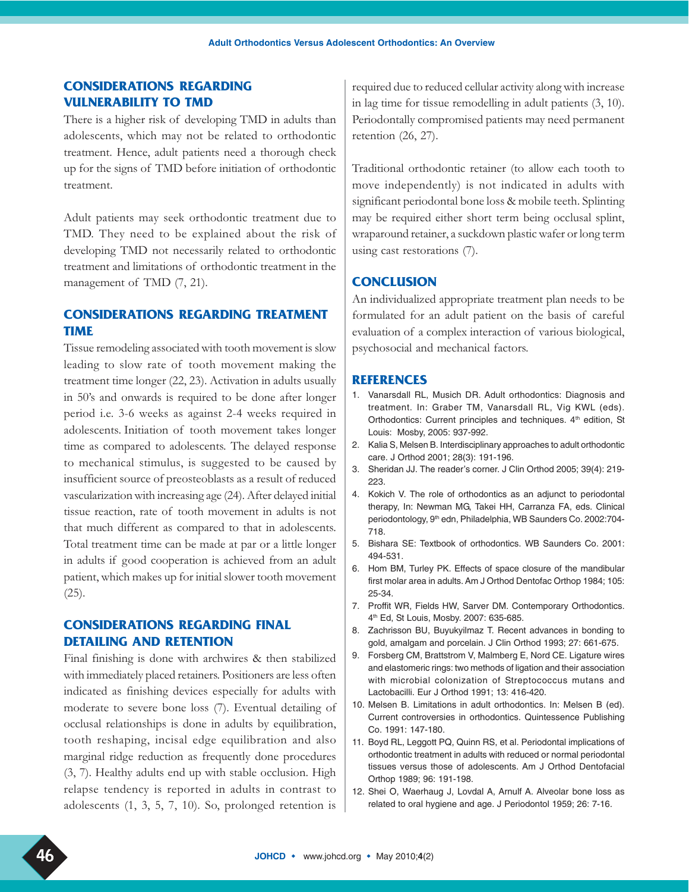## CONSIDERATIONS REGARDING VULNERABILITY TO TMD

There is a higher risk of developing TMD in adults than adolescents, which may not be related to orthodontic treatment. Hence, adult patients need a thorough check up for the signs of TMD before initiation of orthodontic treatment.

Adult patients may seek orthodontic treatment due to TMD. They need to be explained about the risk of developing TMD not necessarily related to orthodontic treatment and limitations of orthodontic treatment in the management of TMD (7, 21).

## CONSIDERATIONS REGARDING TREATMENT TIME

Tissue remodeling associated with tooth movement is slow leading to slow rate of tooth movement making the treatment time longer (22, 23). Activation in adults usually in 50's and onwards is required to be done after longer period i.e. 3-6 weeks as against 2-4 weeks required in adolescents. Initiation of tooth movement takes longer time as compared to adolescents. The delayed response to mechanical stimulus, is suggested to be caused by insufficient source of preosteoblasts as a result of reduced vascularization with increasing age (24). After delayed initial tissue reaction, rate of tooth movement in adults is not that much different as compared to that in adolescents. Total treatment time can be made at par or a little longer in adults if good cooperation is achieved from an adult patient, which makes up for initial slower tooth movement (25).

## CONSIDERATIONS REGARDING FINAL DETAILING AND RETENTION

Final finishing is done with archwires & then stabilized with immediately placed retainers. Positioners are less often indicated as finishing devices especially for adults with moderate to severe bone loss (7). Eventual detailing of occlusal relationships is done in adults by equilibration, tooth reshaping, incisal edge equilibration and also marginal ridge reduction as frequently done procedures (3, 7). Healthy adults end up with stable occlusion. High relapse tendency is reported in adults in contrast to adolescents (1, 3, 5, 7, 10). So, prolonged retention is required due to reduced cellular activity along with increase in lag time for tissue remodelling in adult patients (3, 10). Periodontally compromised patients may need permanent retention (26, 27).

Traditional orthodontic retainer (to allow each tooth to move independently) is not indicated in adults with significant periodontal bone loss & mobile teeth. Splinting may be required either short term being occlusal splint, wraparound retainer, a suckdown plastic wafer or long term using cast restorations (7).

## CONCLUSION

An individualized appropriate treatment plan needs to be formulated for an adult patient on the basis of careful evaluation of a complex interaction of various biological, psychosocial and mechanical factors.

## REFERENCES

1. Vanarsdall RL, Musich DR. Adult orthodontics: Diagnosis and treatment. In: Graber TM, Vanarsdall RL, Vig KWL (eds). Orthodontics: Current principles and techniques. 4th edition, St Louis: Mosby, 2005: 937-992.
2. Kalia S, Melsen B. Interdisciplinary approaches to adult orthodontic care. J Orthod 2001; 28(3): 191-196.
3. Sheridan JJ. The reader's corner. J Clin Orthod 2005; 39(4): 219-223.
4. Kokich V. The role of orthodontics as an adjunct to periodontal therapy, In: Newman MG, Takei HH, Carranza FA, eds. Clinical periodontology, 9th edn, Philadelphia, WB Saunders Co. 2002:704-718.
5. Bishara SE: Textbook of orthodontics. WB Saunders Co. 2001: 494-531.
6. Hom BM, Turley PK. Effects of space closure of the mandibular first molar area in adults. Am J Orthod Dentofac Orthop 1984; 105: 25-34.
7. Proffit WR, Fields HW, Sarver DM. Contemporary Orthodontics. 4th Ed, St Louis, Mosby. 2007: 635-685.
8. Zachrisson BU, Buyukyilmaz T. Recent advances in bonding to gold, amalgam and porcelain. J Clin Orthod 1993; 27: 661-675.
9. Forsberg CM, Brattstrom V, Malmberg E, Nord CE. Ligature wires and elastomeric rings: two methods of ligation and their association with microbial colonization of Streptococcus mutans and Lactobacilli. Eur J Orthod 1991; 13: 416-420.
10. Melsen B. Limitations in adult orthodontics. In: Melsen B (ed). Current controversies in orthodontics. Quintessence Publishing Co. 1991: 147-180.
11. Boyd RL, Leggott PQ, Quinn RS, et al. Periodontal implications of orthodontic treatment in adults with reduced or normal periodontal tissues versus those of adolescents. Am J Orthod Dentofacial Orthop 1989; 96: 191-198.
12. Shei O, Waerhaug J, Lovdal A, Arnulf A. Alveolar bone loss as related to oral hygiene and age. J Periodontol 1959; 26: 7-16.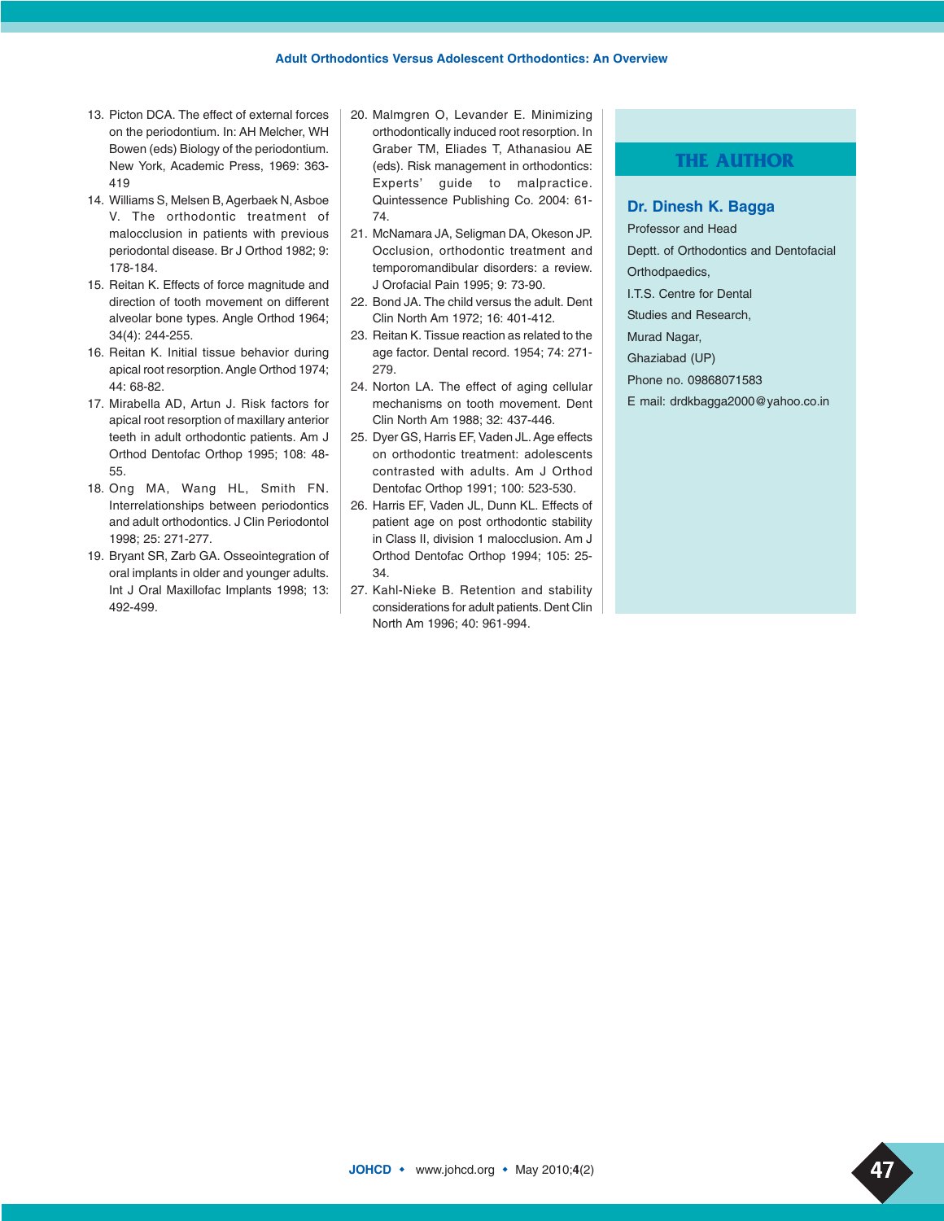13. Picton DCA. The effect of external forces on the periodontium. In: AH Melcher, WH Bowen (eds) Biology of the periodontium. New York, Academic Press, 1969: 363-419
14. Williams S, Melsen B, Agerbaek N, Asboe V. The orthodontic treatment of malocclusion in patients with previous periodontal disease. Br J Orthod 1982; 9: 178-184.
15. Reitan K. Effects of force magnitude and direction of tooth movement on different alveolar bone types. Angle Orthod 1964; 34(4): 244-255.
16. Reitan K. Initial tissue behavior during apical root resorption. Angle Orthod 1974; 44: 68-82.
17. Mirabella AD, Artun J. Risk factors for apical root resorption of maxillary anterior teeth in adult orthodontic patients. Am J Orthod Dentofac Orthop 1995; 108: 48-55.
18. Ong MA, Wang HL, Smith FN. Interrelationships between periodontics and adult orthodontics. J Clin Periodontol 1998; 25: 271-277.
19. Bryant SR, Zarb GA. Osseointegration of oral implants in older and younger adults. Int J Oral Maxillofac Implants 1998; 13: 492-499.
20. Malmgren O, Levander E. Minimizing orthodontically induced root resorption. In Graber TM, Eliades T, Athanasiou AE (eds). Risk management in orthodontics: Experts' guide to malpractice. Quintessence Publishing Co. 2004: 61-74.
21. McNamara JA, Seligman DA, Okeson JP. Occlusion, orthodontic treatment and temporomandibular disorders: a review. J Orofacial Pain 1995; 9: 73-90.
22. Bond JA. The child versus the adult. Dent Clin North Am 1972; 16: 401-412.
23. Reitan K. Tissue reaction as related to the age factor. Dental record. 1954; 74: 271-279.
24. Norton LA. The effect of aging cellular mechanisms on tooth movement. Dent Clin North Am 1988; 32: 437-446.
25. Dyer GS, Harris EF, Vaden JL. Age effects on orthodontic treatment: adolescents contrasted with adults. Am J Orthod Dentofac Orthop 1991; 100: 523-530.
26. Harris EF, Vaden JL, Dunn KL. Effects of patient age on post orthodontic stability in Class II, division 1 malocclusion. Am J Orthod Dentofac Orthop 1994; 105: 25-34.
27. Kahl-Nieke B. Retention and stability considerations for adult patients. Dent Clin North Am 1996; 40: 961-994.

## THE AUTHOR

**Dr. Dinesh K. Bagga**

Professor and Head

Deptt. of Orthodontics and Dentofacial Orthodpaedics,

I.T.S. Centre for Dental Studies and Research,

Murad Nagar,

Ghaziabad (UP)

Phone no. 09868071583

E mail: drdkbagga2000@yahoo.co.in